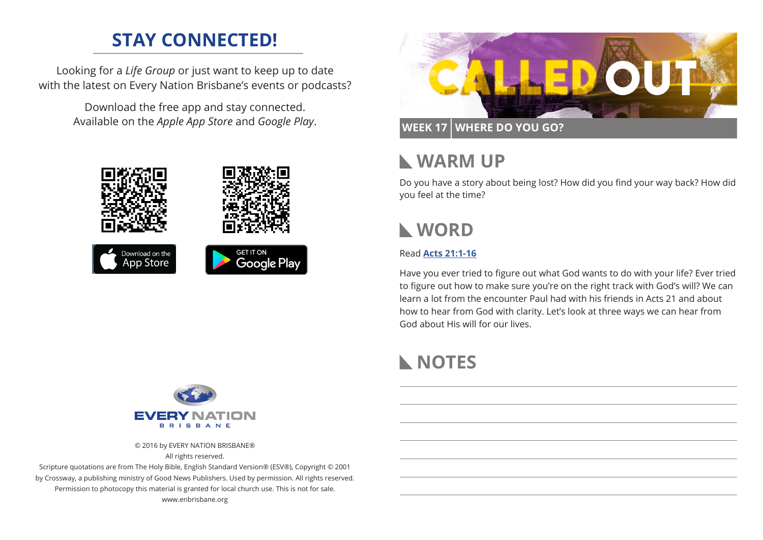## STAY CONNECTED!

Looking for a *Life Group* or just want to keep up to date with the latest on Every Nation Brisbane's events or podcasts?

Download the free app and stay connected. Available on the *Apple App Store* and *Google Play*.

Download on the App Store

GET IT ON Google Play

EVERY NATION
BRISBANE

© 2016 by EVERY NATION BRISBANE®
All rights reserved.
Scripture quotations are from The Holy Bible, English Standard Version® (ESV®), Copyright © 2001 by Crossway, a publishing ministry of Good News Publishers. Used by permission. All rights reserved.
Permission to photocopy this material is granted for local church use. This is not for sale.
www.enbrisbane.org

# CALLED OUT

**WEEK 17 | WHERE DO YOU GO?**

## WARM UP

Do you have a story about being lost? How did you find your way back? How did you feel at the time?

## WORD

Read **Acts 21:1-16**

Have you ever tried to figure out what God wants to do with your life? Ever tried to figure out how to make sure you're on the right track with God's will? We can learn a lot from the encounter Paul had with his friends in Acts 21 and about how to hear from God with clarity. Let's look at three ways we can hear from God about His will for our lives.

## NOTES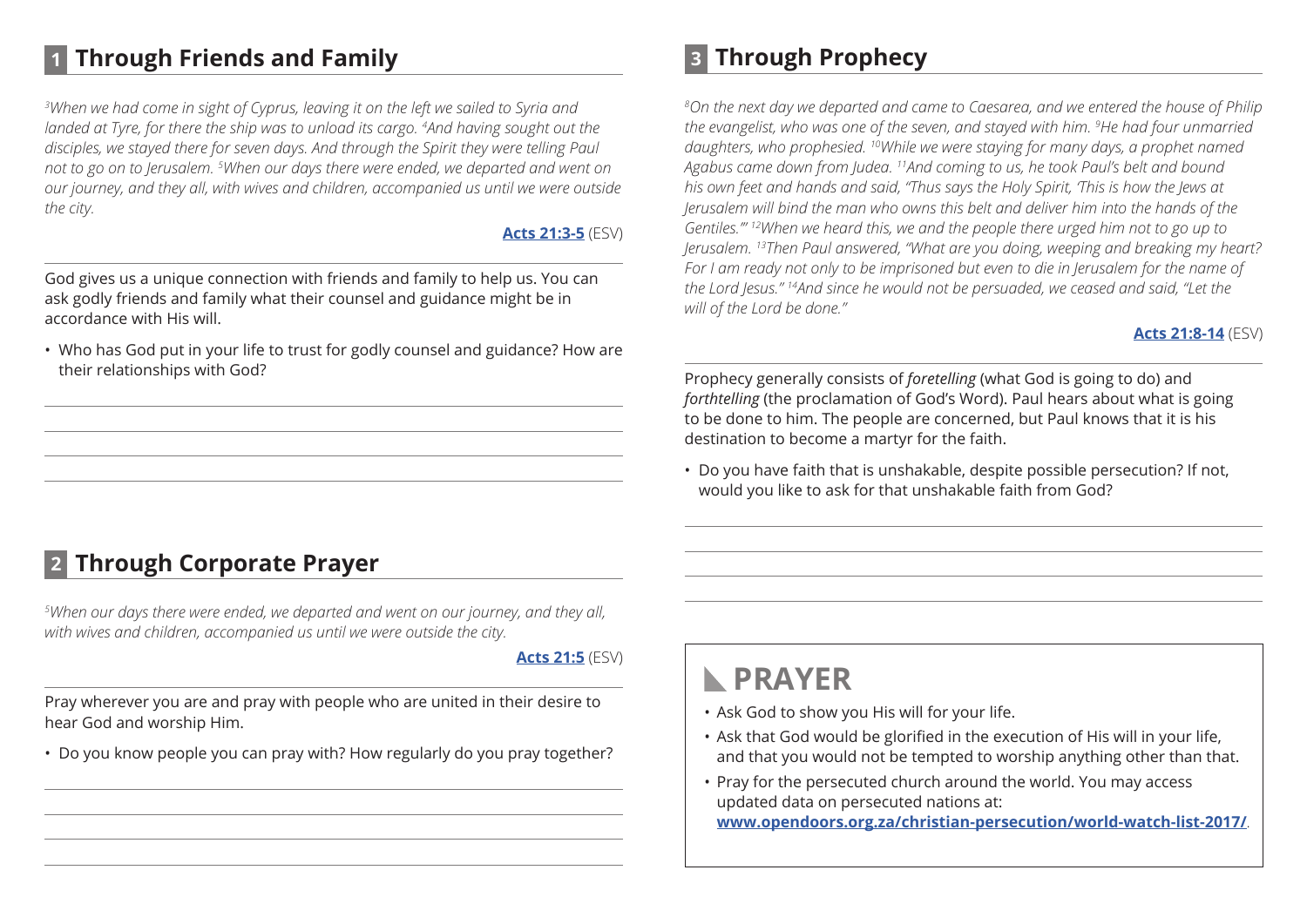## 1 Through Friends and Family

*[3]When we had come in sight of Cyprus, leaving it on the left we sailed to Syria and landed at Tyre, for there the ship was to unload its cargo. [4]And having sought out the disciples, we stayed there for seven days. And through the Spirit they were telling Paul not to go on to Jerusalem. [5]When our days there were ended, we departed and went on our journey, and they all, with wives and children, accompanied us until we were outside the city.*

**Acts 21:3-5** (ESV)

God gives us a unique connection with friends and family to help us. You can ask godly friends and family what their counsel and guidance might be in accordance with His will.

- Who has God put in your life to trust for godly counsel and guidance? How are their relationships with God?

## 2 Through Corporate Prayer

*[5]When our days there were ended, we departed and went on our journey, and they all, with wives and children, accompanied us until we were outside the city.*

**Acts 21:5** (ESV)

Pray wherever you are and pray with people who are united in their desire to hear God and worship Him.

- Do you know people you can pray with? How regularly do you pray together?

## 3 Through Prophecy

*[8]On the next day we departed and came to Caesarea, and we entered the house of Philip the evangelist, who was one of the seven, and stayed with him. [9]He had four unmarried daughters, who prophesied. [10]While we were staying for many days, a prophet named Agabus came down from Judea. [11]And coming to us, he took Paul's belt and bound his own feet and hands and said, "Thus says the Holy Spirit, 'This is how the Jews at Jerusalem will bind the man who owns this belt and deliver him into the hands of the Gentiles.'" [12]When we heard this, we and the people there urged him not to go up to Jerusalem. [13]Then Paul answered, "What are you doing, weeping and breaking my heart? For I am ready not only to be imprisoned but even to die in Jerusalem for the name of the Lord Jesus." [14]And since he would not be persuaded, we ceased and said, "Let the will of the Lord be done."*

**Acts 21:8-14** (ESV)

Prophecy generally consists of *foretelling* (what God is going to do) and *forthtelling* (the proclamation of God's Word). Paul hears about what is going to be done to him. The people are concerned, but Paul knows that it is his destination to become a martyr for the faith.

- Do you have faith that is unshakable, despite possible persecution? If not, would you like to ask for that unshakable faith from God?

## PRAYER

- Ask God to show you His will for your life.
- Ask that God would be glorified in the execution of His will in your life, and that you would not be tempted to worship anything other than that.
- Pray for the persecuted church around the world. You may access updated data on persecuted nations at: **www.opendoors.org.za/christian-persecution/world-watch-list-2017/**.